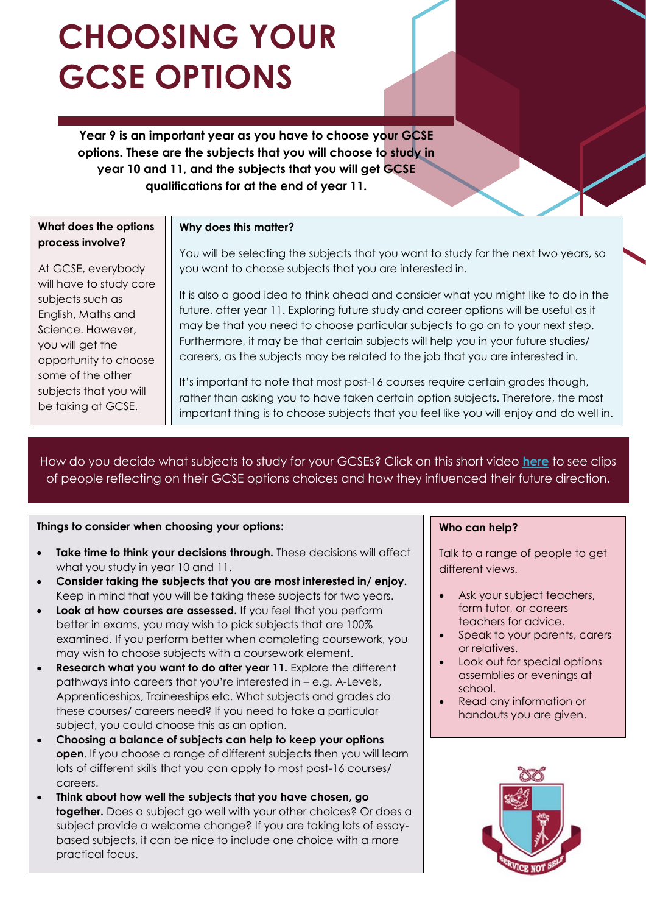# CHOOSING YOUR GCSE OPTIONS

**Year 9 is an important year as you have to choose your GCSE options. These are the subjects that you will choose to study in year 10 and 11, and the subjects that you will get GCSE qualifications for at the end of year 11.**

### What does the options process involve?

At GCSE, everybody will have to study core subjects such as English, Maths and Science. However, you will get the opportunity to choose some of the other subjects that you will be taking at GCSE.

### Why does this matter?

You will be selecting the subjects that you want to study for the next two years, so you want to choose subjects that you are interested in.

It is also a good idea to think ahead and consider what you might like to do in the future, after year 11. Exploring future study and career options will be useful as it may be that you need to choose particular subjects to go on to your next step. Furthermore, it may be that certain subjects will help you in your future studies/ careers, as the subjects may be related to the job that you are interested in.

It's important to note that most post-16 courses require certain grades though, rather than asking you to have taken certain option subjects. Therefore, the most important thing is to choose subjects that you feel like you will enjoy and do well in.

How do you decide what subjects to study for your GCSEs? Click on this short video **here** to see clips of people reflecting on their GCSE options choices and how they influenced their future direction.

### Things to consider when choosing your options:

- **Take time to think your decisions through.** These decisions will affect what you study in year 10 and 11.
- **Consider taking the subjects that you are most interested in/ enjoy.** Keep in mind that you will be taking these subjects for two years.
- **Look at how courses are assessed.** If you feel that you perform better in exams, you may wish to pick subjects that are 100% examined. If you perform better when completing coursework, you may wish to choose subjects with a coursework element.
- **Research what you want to do after year 11.** Explore the different pathways into careers that you're interested in – e.g. A-Levels, Apprenticeships, Traineeships etc. What subjects and grades do these courses/ careers need? If you need to take a particular subject, you could choose this as an option.
- **Choosing a balance of subjects can help to keep your options open**. If you choose a range of different subjects then you will learn lots of different skills that you can apply to most post-16 courses/ careers.
- **Think about how well the subjects that you have chosen, go together.** Does a subject go well with your other choices? Or does a subject provide a welcome change? If you are taking lots of essay-based subjects, it can be nice to include one choice with a more practical focus.

### Who can help?

Talk to a range of people to get different views.

- Ask your subject teachers, form tutor, or careers teachers for advice.
- Speak to your parents, carers or relatives.
- Look out for special options assemblies or evenings at school.
- Read any information or handouts you are given.

SERVICE NOT SELF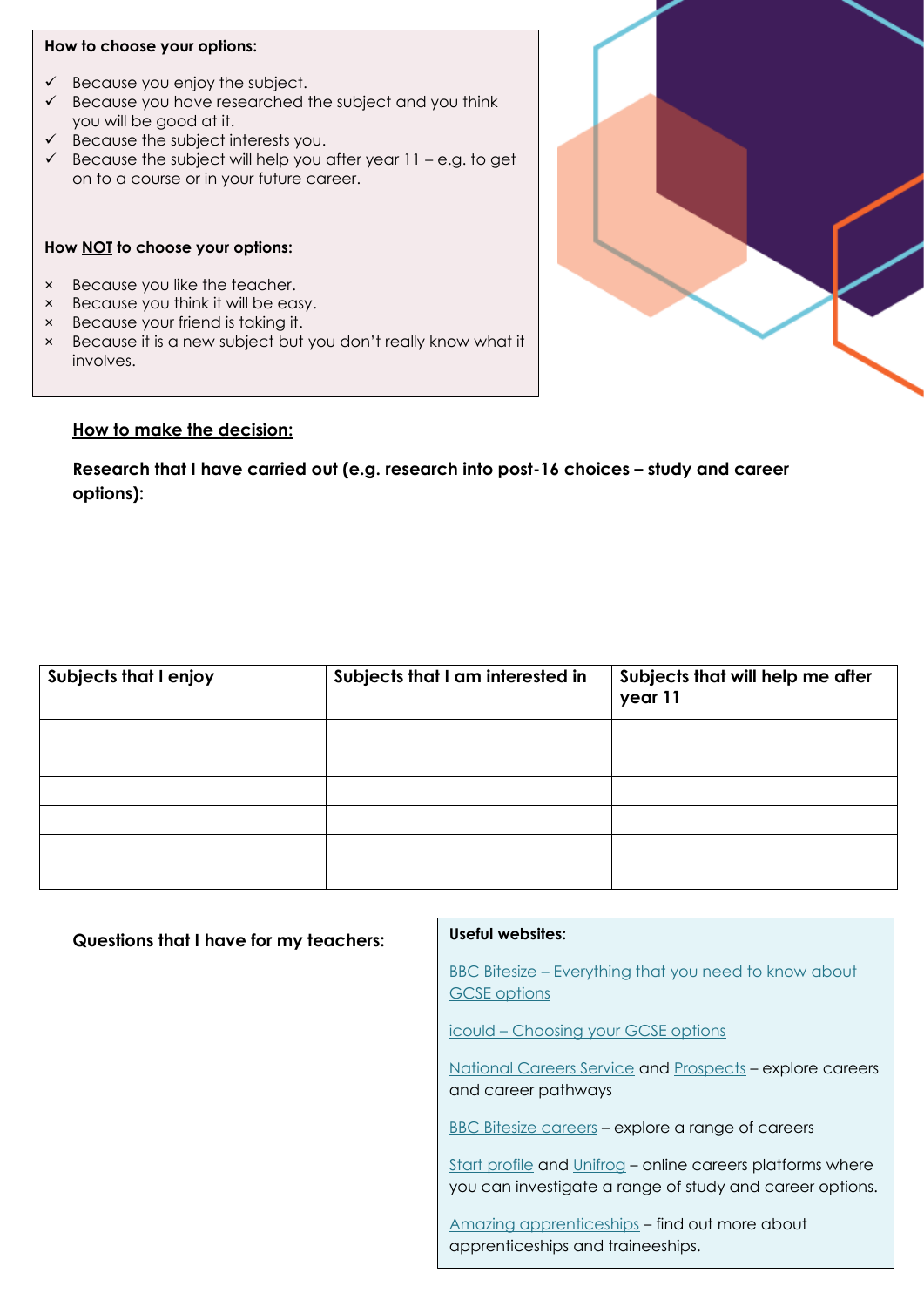**How to choose your options:**

- ✓ Because you enjoy the subject.
- ✓ Because you have researched the subject and you think you will be good at it.
- ✓ Because the subject interests you.
- ✓ Because the subject will help you after year 11 – e.g. to get on to a course or in your future career.

**How NOT to choose your options:**

- × Because you like the teacher.
- × Because you think it will be easy.
- × Because your friend is taking it.
- × Because it is a new subject but you don't really know what it involves.

## How to make the decision:

**Research that I have carried out (e.g. research into post-16 choices – study and career options):**

| Subjects that I enjoy | Subjects that I am interested in | Subjects that will help me after year 11 |
|---|---|---|
| | | |
| | | |
| | | |
| | | |
| | | |
| | | |

**Questions that I have for my teachers:**

**Useful websites:**

BBC Bitesize – Everything that you need to know about GCSE options

icould – Choosing your GCSE options

National Careers Service and Prospects – explore careers and career pathways

BBC Bitesize careers – explore a range of careers

Start profile and Unifrog – online careers platforms where you can investigate a range of study and career options.

Amazing apprenticeships – find out more about apprenticeships and traineeships.